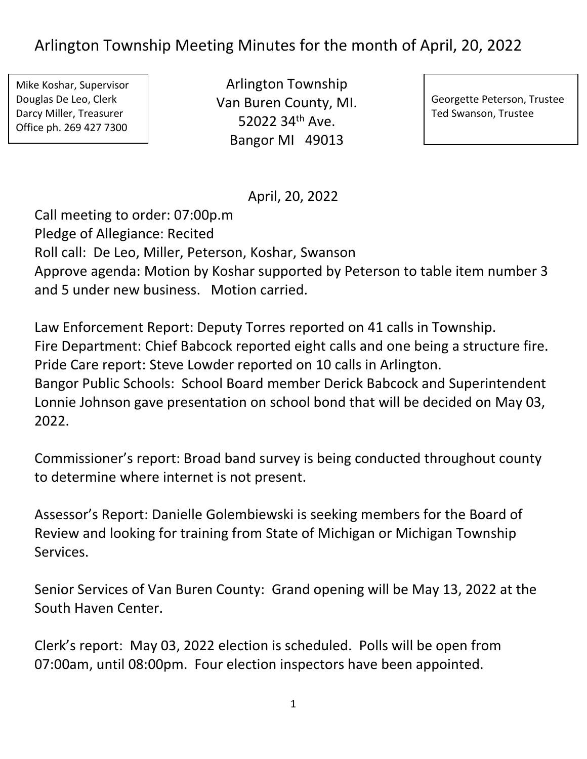# Arlington Township Meeting Minutes for the month of April, 20, 2022

Mike Koshar, Supervisor
Douglas De Leo, Clerk
Darcy Miller, Treasurer
Office ph. 269 427 7300

Arlington Township
Van Buren County, MI.
52022 34th Ave.
Bangor MI 49013

Georgette Peterson, Trustee
Ted Swanson, Trustee

April, 20, 2022

Call meeting to order: 07:00p.m
Pledge of Allegiance: Recited
Roll call: De Leo, Miller, Peterson, Koshar, Swanson
Approve agenda: Motion by Koshar supported by Peterson to table item number 3 and 5 under new business. Motion carried.

Law Enforcement Report: Deputy Torres reported on 41 calls in Township.
Fire Department: Chief Babcock reported eight calls and one being a structure fire.
Pride Care report: Steve Lowder reported on 10 calls in Arlington.
Bangor Public Schools: School Board member Derick Babcock and Superintendent Lonnie Johnson gave presentation on school bond that will be decided on May 03, 2022.

Commissioner's report: Broad band survey is being conducted throughout county to determine where internet is not present.

Assessor's Report: Danielle Golembiewski is seeking members for the Board of Review and looking for training from State of Michigan or Michigan Township Services.

Senior Services of Van Buren County: Grand opening will be May 13, 2022 at the South Haven Center.

Clerk's report: May 03, 2022 election is scheduled. Polls will be open from 07:00am, until 08:00pm. Four election inspectors have been appointed.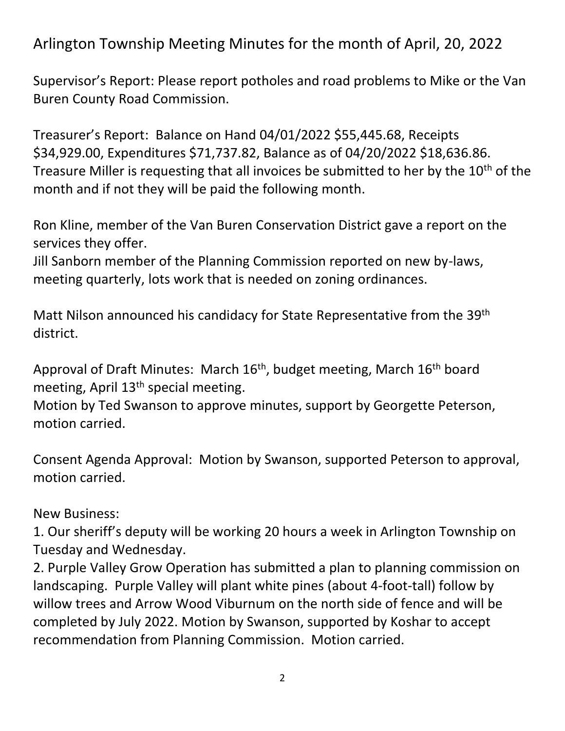# Arlington Township Meeting Minutes for the month of April, 20, 2022

Supervisor's Report: Please report potholes and road problems to Mike or the Van Buren County Road Commission.

Treasurer's Report: Balance on Hand 04/01/2022 $55,445.68, Receipts $34,929.00, Expenditures $71,737.82, Balance as of 04/20/2022 $18,636.86. Treasure Miller is requesting that all invoices be submitted to her by the 10th of the month and if not they will be paid the following month.

Ron Kline, member of the Van Buren Conservation District gave a report on the services they offer.
Jill Sanborn member of the Planning Commission reported on new by-laws, meeting quarterly, lots work that is needed on zoning ordinances.

Matt Nilson announced his candidacy for State Representative from the 39th district.

Approval of Draft Minutes: March 16th, budget meeting, March 16th board meeting, April 13th special meeting.
Motion by Ted Swanson to approve minutes, support by Georgette Peterson, motion carried.

Consent Agenda Approval: Motion by Swanson, supported Peterson to approval, motion carried.

New Business:
1. Our sheriff's deputy will be working 20 hours a week in Arlington Township on Tuesday and Wednesday.
2. Purple Valley Grow Operation has submitted a plan to planning commission on landscaping. Purple Valley will plant white pines (about 4-foot-tall) follow by willow trees and Arrow Wood Viburnum on the north side of fence and will be completed by July 2022. Motion by Swanson, supported by Koshar to accept recommendation from Planning Commission. Motion carried.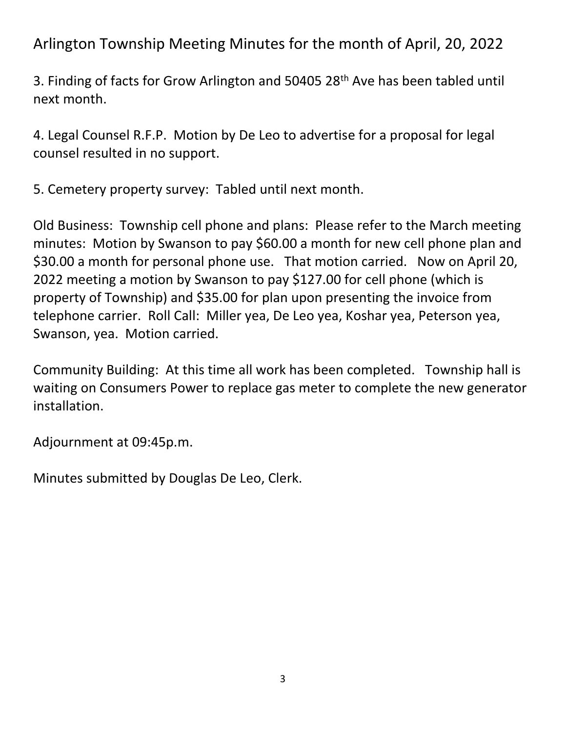# Arlington Township Meeting Minutes for the month of April, 20, 2022

3. Finding of facts for Grow Arlington and 50405 28th Ave has been tabled until next month.

4. Legal Counsel R.F.P. Motion by De Leo to advertise for a proposal for legal counsel resulted in no support.

5. Cemetery property survey: Tabled until next month.

Old Business: Township cell phone and plans: Please refer to the March meeting minutes: Motion by Swanson to pay $60.00 a month for new cell phone plan and $30.00 a month for personal phone use. That motion carried. Now on April 20, 2022 meeting a motion by Swanson to pay $127.00 for cell phone (which is property of Township) and $35.00 for plan upon presenting the invoice from telephone carrier. Roll Call: Miller yea, De Leo yea, Koshar yea, Peterson yea, Swanson, yea. Motion carried.

Community Building: At this time all work has been completed. Township hall is waiting on Consumers Power to replace gas meter to complete the new generator installation.

Adjournment at 09:45p.m.

Minutes submitted by Douglas De Leo, Clerk.